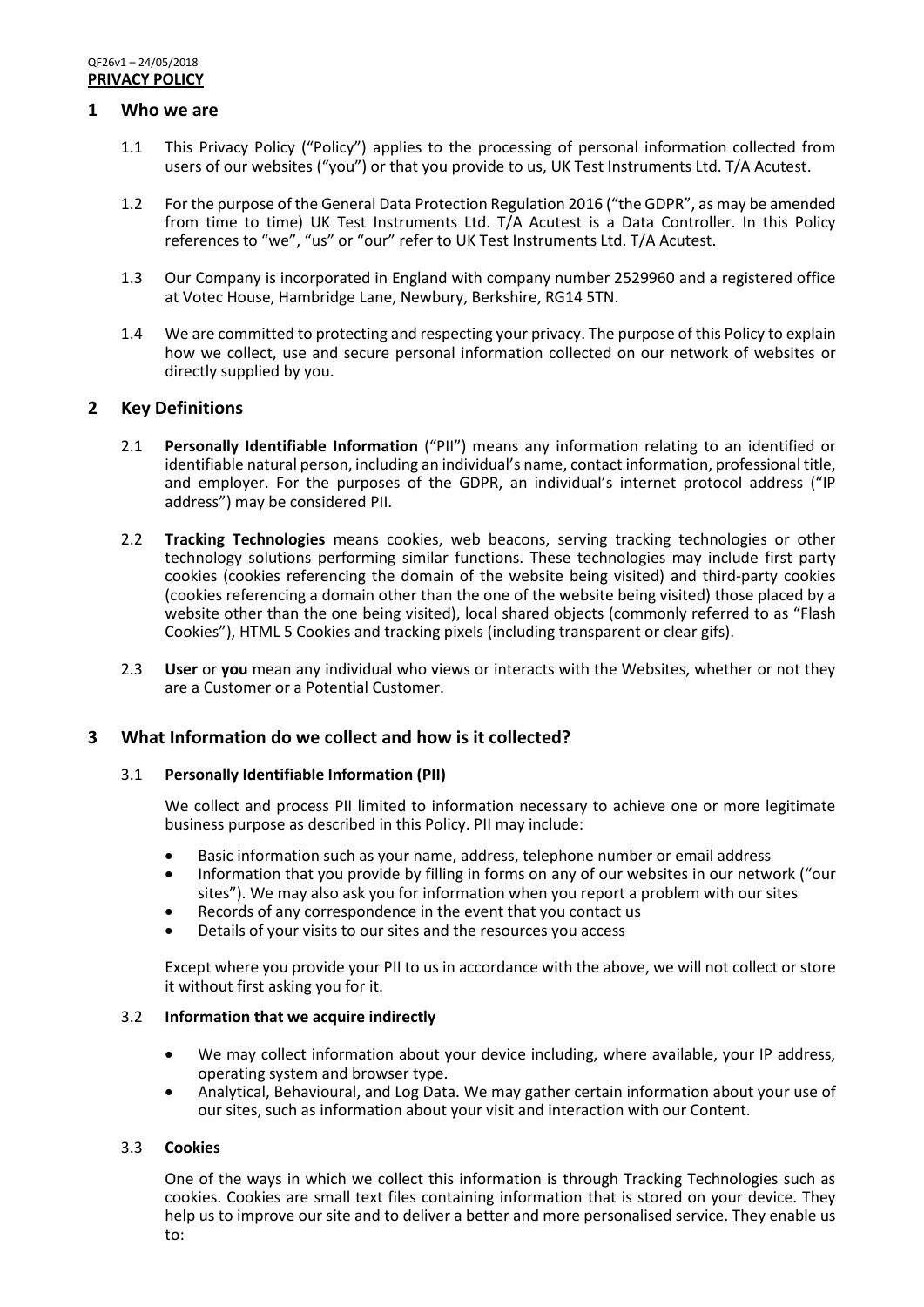QF26v1 – 24/05/2018

**PRIVACY POLICY**

## 1 Who we are

1.1 This Privacy Policy ("Policy") applies to the processing of personal information collected from users of our websites ("you") or that you provide to us, UK Test Instruments Ltd. T/A Acutest.

1.2 For the purpose of the General Data Protection Regulation 2016 ("the GDPR", as may be amended from time to time) UK Test Instruments Ltd. T/A Acutest is a Data Controller. In this Policy references to "we", "us" or "our" refer to UK Test Instruments Ltd. T/A Acutest.

1.3 Our Company is incorporated in England with company number 2529960 and a registered office at Votec House, Hambridge Lane, Newbury, Berkshire, RG14 5TN.

1.4 We are committed to protecting and respecting your privacy. The purpose of this Policy to explain how we collect, use and secure personal information collected on our network of websites or directly supplied by you.

## 2 Key Definitions

2.1 **Personally Identifiable Information** ("PII") means any information relating to an identified or identifiable natural person, including an individual's name, contact information, professional title, and employer. For the purposes of the GDPR, an individual's internet protocol address ("IP address") may be considered PII.

2.2 **Tracking Technologies** means cookies, web beacons, serving tracking technologies or other technology solutions performing similar functions. These technologies may include first party cookies (cookies referencing the domain of the website being visited) and third-party cookies (cookies referencing a domain other than the one of the website being visited) those placed by a website other than the one being visited), local shared objects (commonly referred to as "Flash Cookies"), HTML 5 Cookies and tracking pixels (including transparent or clear gifs).

2.3 **User** or **you** mean any individual who views or interacts with the Websites, whether or not they are a Customer or a Potential Customer.

## 3 What Information do we collect and how is it collected?

### 3.1 Personally Identifiable Information (PII)

We collect and process PII limited to information necessary to achieve one or more legitimate business purpose as described in this Policy. PII may include:

- Basic information such as your name, address, telephone number or email address
- Information that you provide by filling in forms on any of our websites in our network ("our sites"). We may also ask you for information when you report a problem with our sites
- Records of any correspondence in the event that you contact us
- Details of your visits to our sites and the resources you access

Except where you provide your PII to us in accordance with the above, we will not collect or store it without first asking you for it.

### 3.2 Information that we acquire indirectly

- We may collect information about your device including, where available, your IP address, operating system and browser type.
- Analytical, Behavioural, and Log Data. We may gather certain information about your use of our sites, such as information about your visit and interaction with our Content.

### 3.3 Cookies

One of the ways in which we collect this information is through Tracking Technologies such as cookies. Cookies are small text files containing information that is stored on your device. They help us to improve our site and to deliver a better and more personalised service. They enable us to: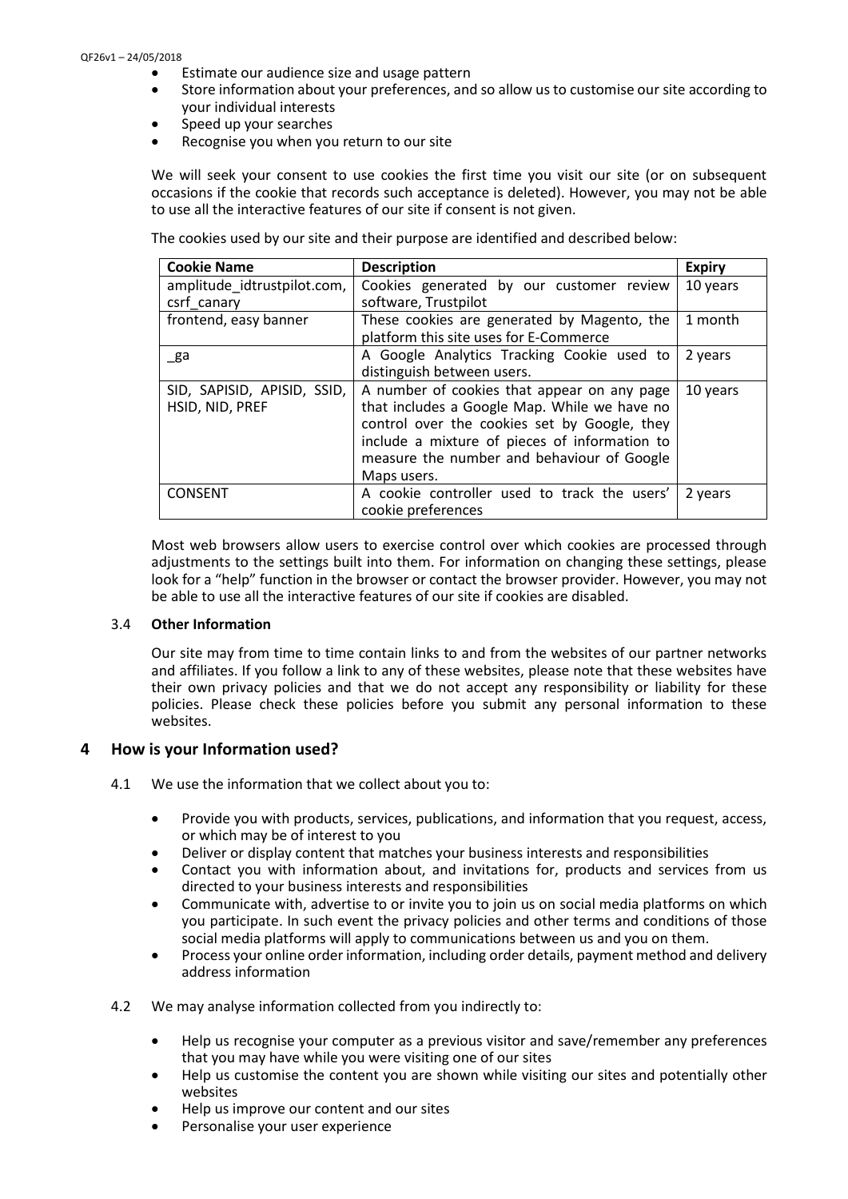- Estimate our audience size and usage pattern
- Store information about your preferences, and so allow us to customise our site according to your individual interests
- Speed up your searches
- Recognise you when you return to our site

We will seek your consent to use cookies the first time you visit our site (or on subsequent occasions if the cookie that records such acceptance is deleted). However, you may not be able to use all the interactive features of our site if consent is not given.

The cookies used by our site and their purpose are identified and described below:

| Cookie Name | Description | Expiry |
|---|---|---|
| amplitude_idtrustpilot.com, csrf_canary | Cookies generated by our customer review software, Trustpilot | 10 years |
| frontend, easy banner | These cookies are generated by Magento, the platform this site uses for E-Commerce | 1 month |
| _ga | A Google Analytics Tracking Cookie used to distinguish between users. | 2 years |
| SID, SAPISID, APISID, SSID, HSID, NID, PREF | A number of cookies that appear on any page that includes a Google Map. While we have no control over the cookies set by Google, they include a mixture of pieces of information to measure the number and behaviour of Google Maps users. | 10 years |
| CONSENT | A cookie controller used to track the users' cookie preferences | 2 years |

Most web browsers allow users to exercise control over which cookies are processed through adjustments to the settings built into them. For information on changing these settings, please look for a "help" function in the browser or contact the browser provider. However, you may not be able to use all the interactive features of our site if cookies are disabled.

### 3.4 Other Information

Our site may from time to time contain links to and from the websites of our partner networks and affiliates. If you follow a link to any of these websites, please note that these websites have their own privacy policies and that we do not accept any responsibility or liability for these policies. Please check these policies before you submit any personal information to these websites.

## 4 How is your Information used?

4.1 We use the information that we collect about you to:

- Provide you with products, services, publications, and information that you request, access, or which may be of interest to you
- Deliver or display content that matches your business interests and responsibilities
- Contact you with information about, and invitations for, products and services from us directed to your business interests and responsibilities
- Communicate with, advertise to or invite you to join us on social media platforms on which you participate. In such event the privacy policies and other terms and conditions of those social media platforms will apply to communications between us and you on them.
- Process your online order information, including order details, payment method and delivery address information

4.2 We may analyse information collected from you indirectly to:

- Help us recognise your computer as a previous visitor and save/remember any preferences that you may have while you were visiting one of our sites
- Help us customise the content you are shown while visiting our sites and potentially other websites
- Help us improve our content and our sites
- Personalise your user experience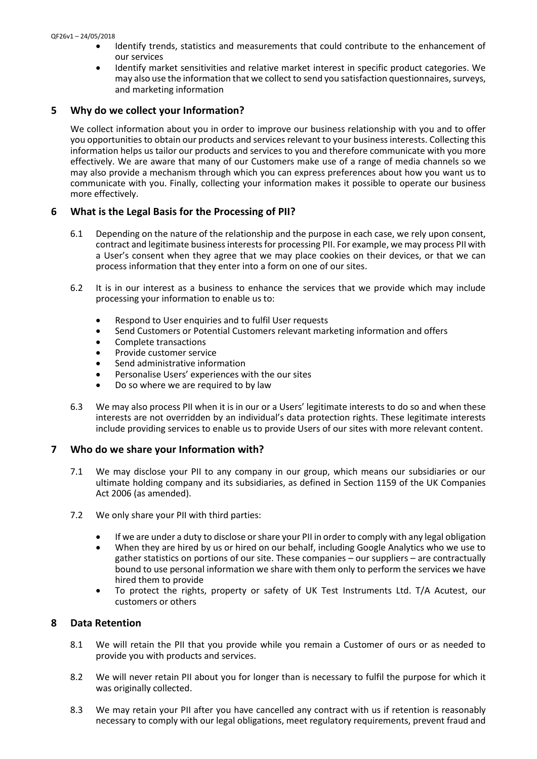- Identify trends, statistics and measurements that could contribute to the enhancement of our services
- Identify market sensitivities and relative market interest in specific product categories. We may also use the information that we collect to send you satisfaction questionnaires, surveys, and marketing information

## 5 Why do we collect your Information?

We collect information about you in order to improve our business relationship with you and to offer you opportunities to obtain our products and services relevant to your business interests. Collecting this information helps us tailor our products and services to you and therefore communicate with you more effectively. We are aware that many of our Customers make use of a range of media channels so we may also provide a mechanism through which you can express preferences about how you want us to communicate with you. Finally, collecting your information makes it possible to operate our business more effectively.

## 6 What is the Legal Basis for the Processing of PII?

6.1 Depending on the nature of the relationship and the purpose in each case, we rely upon consent, contract and legitimate business interests for processing PII. For example, we may process PII with a User's consent when they agree that we may place cookies on their devices, or that we can process information that they enter into a form on one of our sites.

6.2 It is in our interest as a business to enhance the services that we provide which may include processing your information to enable us to:

- Respond to User enquiries and to fulfil User requests
- Send Customers or Potential Customers relevant marketing information and offers
- Complete transactions
- Provide customer service
- Send administrative information
- Personalise Users' experiences with the our sites
- Do so where we are required to by law

6.3 We may also process PII when it is in our or a Users' legitimate interests to do so and when these interests are not overridden by an individual's data protection rights. These legitimate interests include providing services to enable us to provide Users of our sites with more relevant content.

## 7 Who do we share your Information with?

7.1 We may disclose your PII to any company in our group, which means our subsidiaries or our ultimate holding company and its subsidiaries, as defined in Section 1159 of the UK Companies Act 2006 (as amended).

7.2 We only share your PII with third parties:

- If we are under a duty to disclose or share your PII in order to comply with any legal obligation
- When they are hired by us or hired on our behalf, including Google Analytics who we use to gather statistics on portions of our site. These companies – our suppliers – are contractually bound to use personal information we share with them only to perform the services we have hired them to provide
- To protect the rights, property or safety of UK Test Instruments Ltd. T/A Acutest, our customers or others

## 8 Data Retention

8.1 We will retain the PII that you provide while you remain a Customer of ours or as needed to provide you with products and services.

8.2 We will never retain PII about you for longer than is necessary to fulfil the purpose for which it was originally collected.

8.3 We may retain your PII after you have cancelled any contract with us if retention is reasonably necessary to comply with our legal obligations, meet regulatory requirements, prevent fraud and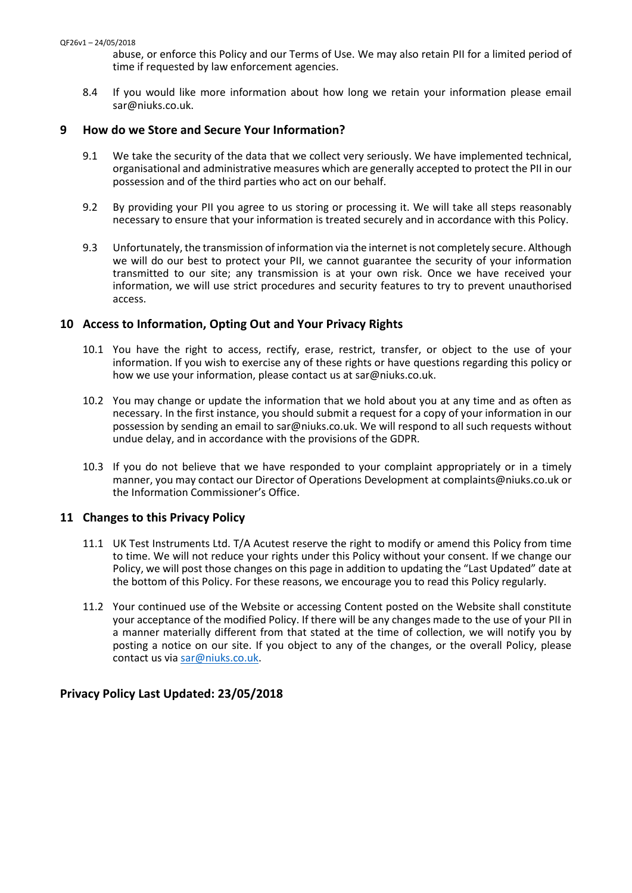abuse, or enforce this Policy and our Terms of Use. We may also retain PII for a limited period of time if requested by law enforcement agencies.

8.4 If you would like more information about how long we retain your information please email sar@niuks.co.uk.

## 9 How do we Store and Secure Your Information?

9.1 We take the security of the data that we collect very seriously. We have implemented technical, organisational and administrative measures which are generally accepted to protect the PII in our possession and of the third parties who act on our behalf.

9.2 By providing your PII you agree to us storing or processing it. We will take all steps reasonably necessary to ensure that your information is treated securely and in accordance with this Policy.

9.3 Unfortunately, the transmission of information via the internet is not completely secure. Although we will do our best to protect your PII, we cannot guarantee the security of your information transmitted to our site; any transmission is at your own risk. Once we have received your information, we will use strict procedures and security features to try to prevent unauthorised access.

## 10 Access to Information, Opting Out and Your Privacy Rights

10.1 You have the right to access, rectify, erase, restrict, transfer, or object to the use of your information. If you wish to exercise any of these rights or have questions regarding this policy or how we use your information, please contact us at sar@niuks.co.uk.

10.2 You may change or update the information that we hold about you at any time and as often as necessary. In the first instance, you should submit a request for a copy of your information in our possession by sending an email to sar@niuks.co.uk. We will respond to all such requests without undue delay, and in accordance with the provisions of the GDPR.

10.3 If you do not believe that we have responded to your complaint appropriately or in a timely manner, you may contact our Director of Operations Development at complaints@niuks.co.uk or the Information Commissioner's Office.

## 11 Changes to this Privacy Policy

11.1 UK Test Instruments Ltd. T/A Acutest reserve the right to modify or amend this Policy from time to time. We will not reduce your rights under this Policy without your consent. If we change our Policy, we will post those changes on this page in addition to updating the "Last Updated" date at the bottom of this Policy. For these reasons, we encourage you to read this Policy regularly.

11.2 Your continued use of the Website or accessing Content posted on the Website shall constitute your acceptance of the modified Policy. If there will be any changes made to the use of your PII in a manner materially different from that stated at the time of collection, we will notify you by posting a notice on our site. If you object to any of the changes, or the overall Policy, please contact us via sar@niuks.co.uk.

## Privacy Policy Last Updated: 23/05/2018